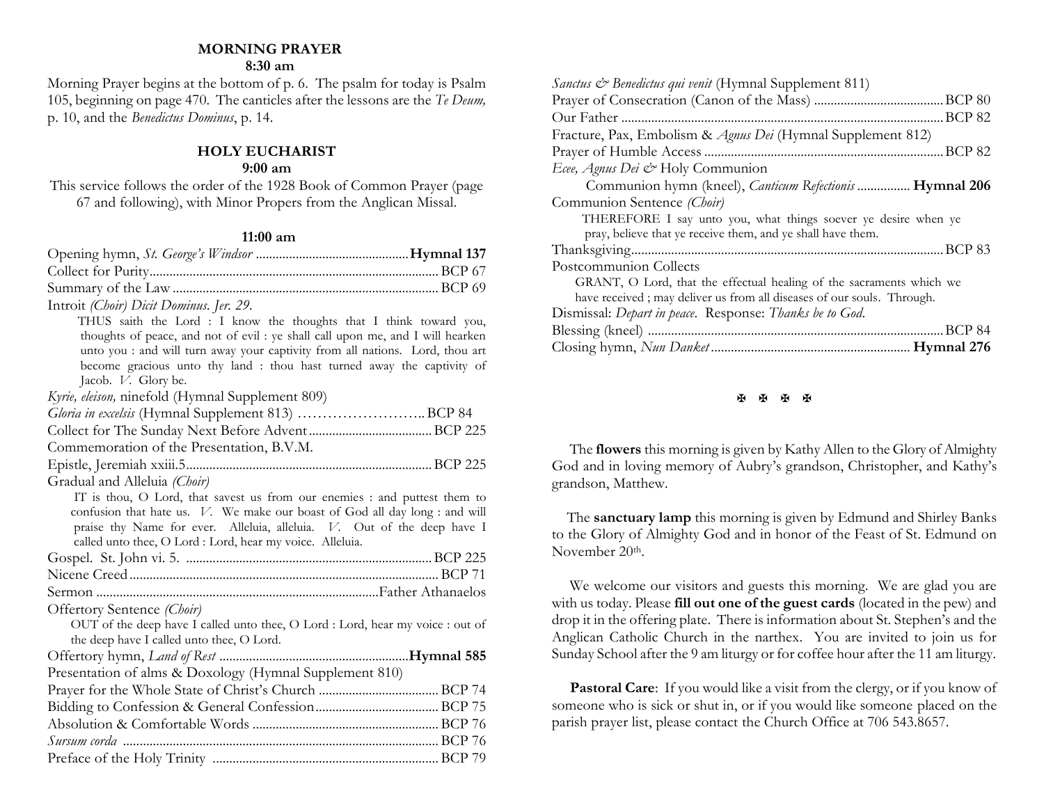## MORNING PRAYER

**8:30 am**

Morning Prayer begins at the bottom of p. 6. The psalm for today is Psalm 105, beginning on page 470. The canticles after the lessons are the *Te Deum,* p. 10, and the *Benedictus Dominus*, p. 14.

## HOLY EUCHARIST

**9:00 am**

This service follows the order of the 1928 Book of Common Prayer (page 67 and following), with Minor Propers from the Anglican Missal.

**11:00 am**

Opening hymn, *St. George's Windsor* .............................................. **Hymnal 137**
Collect for Purity...................................................................................... BCP 67
Summary of the Law ................................................................................ BCP 69
Introit *(Choir) Dicit Dominus. Jer. 29.*

> THUS saith the Lord : I know the thoughts that I think toward you, thoughts of peace, and not of evil : ye shall call upon me, and I will hearken unto you : and will turn away your captivity from all nations. Lord, thou art become gracious unto thy land : thou hast turned away the captivity of Jacob. *V.* Glory be.

*Kyrie, eleison,* ninefold (Hymnal Supplement 809)
*Gloria in excelsis* (Hymnal Supplement 813) …………………….. BCP 84
Collect for The Sunday Next Before Advent ..................................... BCP 225
Commemoration of the Presentation, B.V.M.
Epistle, Jeremiah xxiii.5.......................................................................... BCP 225
Gradual and Alleluia *(Choir)*

> IT is thou, O Lord, that savest us from our enemies : and puttest them to confusion that hate us. *V.* We make our boast of God all day long : and will praise thy Name for ever. Alleluia, alleluia. *V.* Out of the deep have I called unto thee, O Lord : Lord, hear my voice. Alleluia.

Gospel. St. John vi. 5. .......................................................................... BCP 225
Nicene Creed ............................................................................................ BCP 71
Sermon ....................................................................................Father Athanaelos
Offertory Sentence *(Choir)*

> OUT of the deep have I called unto thee, O Lord : Lord, hear my voice : out of the deep have I called unto thee, O Lord.

Offertory hymn, *Land of Rest* .........................................................**Hymnal 585**
Presentation of alms & Doxology (Hymnal Supplement 810)
Prayer for the Whole State of Christ's Church .................................... BCP 74
Bidding to Confession & General Confession..................................... BCP 75
Absolution & Comfortable Words ........................................................ BCP 76
*Sursum corda* .............................................................................................. BCP 76
Preface of the Holy Trinity .................................................................... BCP 79
*Sanctus & Benedictus qui venit* (Hymnal Supplement 811)
Prayer of Consecration (Canon of the Mass) ....................................... BCP 80
Our Father ................................................................................................ BCP 82
Fracture, Pax, Embolism & *Agnus Dei* (Hymnal Supplement 812)
Prayer of Humble Access ........................................................................ BCP 82
*Ecee, Agnus Dei &* Holy Communion
Communion hymn (kneel), *Canticum Refectionis* ................ **Hymnal 206**
Communion Sentence *(Choir)*

> THEREFORE I say unto you, what things soever ye desire when ye pray, believe that ye receive them, and ye shall have them.

Thanksgiving............................................................................................. BCP 83
Postcommunion Collects

> GRANT, O Lord, that the effectual healing of the sacraments which we have received ; may deliver us from all diseases of our souls. Through.

Dismissal: *Depart in peace*. Response: *Thanks be to God*.
Blessing (kneel) ........................................................................................ BCP 84
Closing hymn, *Nun Danket* ............................................................ **Hymnal 276**

✠ ✠ ✠ ✠

The **flowers** this morning is given by Kathy Allen to the Glory of Almighty God and in loving memory of Aubry's grandson, Christopher, and Kathy's grandson, Matthew.

The **sanctuary lamp** this morning is given by Edmund and Shirley Banks to the Glory of Almighty God and in honor of the Feast of St. Edmund on November 20th.

We welcome our visitors and guests this morning. We are glad you are with us today. Please **fill out one of the guest cards** (located in the pew) and drop it in the offering plate. There is information about St. Stephen's and the Anglican Catholic Church in the narthex. You are invited to join us for Sunday School after the 9 am liturgy or for coffee hour after the 11 am liturgy.

**Pastoral Care**: If you would like a visit from the clergy, or if you know of someone who is sick or shut in, or if you would like someone placed on the parish prayer list, please contact the Church Office at 706 543.8657.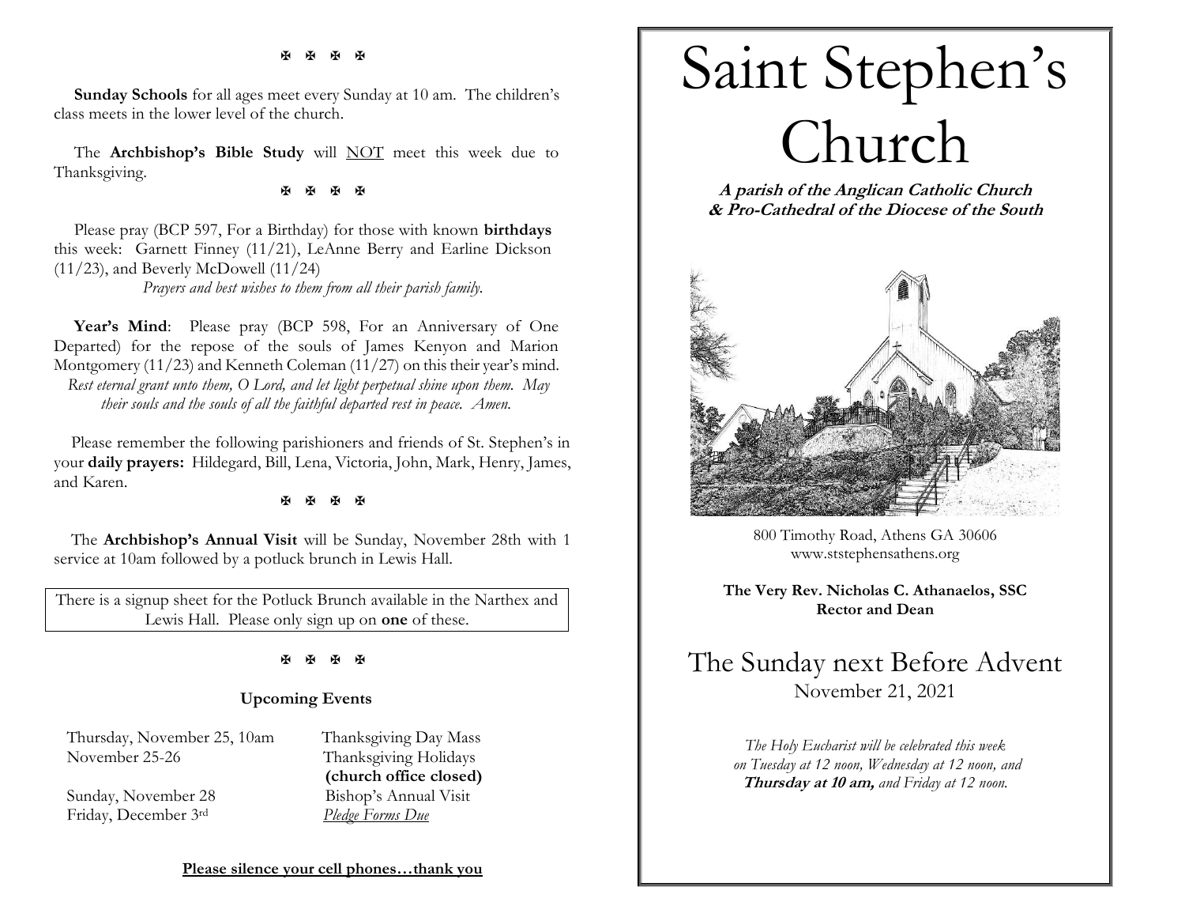✠ ✠ ✠ ✠

**Sunday Schools** for all ages meet every Sunday at 10 am. The children's class meets in the lower level of the church.

The **Archbishop's Bible Study** will NOT meet this week due to Thanksgiving.

✠ ✠ ✠ ✠

Please pray (BCP 597, For a Birthday) for those with known **birthdays** this week: Garnett Finney (11/21), LeAnne Berry and Earline Dickson (11/23), and Beverly McDowell (11/24)

*Prayers and best wishes to them from all their parish family.*

**Year's Mind**: Please pray (BCP 598, For an Anniversary of One Departed) for the repose of the souls of James Kenyon and Marion Montgomery (11/23) and Kenneth Coleman (11/27) on this their year's mind.

*Rest eternal grant unto them, O Lord, and let light perpetual shine upon them. May their souls and the souls of all the faithful departed rest in peace. Amen.*

Please remember the following parishioners and friends of St. Stephen's in your **daily prayers:** Hildegard, Bill, Lena, Victoria, John, Mark, Henry, James, and Karen.

✠ ✠ ✠ ✠

The **Archbishop's Annual Visit** will be Sunday, November 28th with 1 service at 10am followed by a potluck brunch in Lewis Hall.

There is a signup sheet for the Potluck Brunch available in the Narthex and Lewis Hall. Please only sign up on **one** of these.

✠ ✠ ✠ ✠

**Upcoming Events**

| | |
|---|---|
| Thursday, November 25, 10am | Thanksgiving Day Mass |
| November 25-26 | Thanksgiving Holidays **(church office closed)** |
| Sunday, November 28 | Bishop's Annual Visit |
| Friday, December 3rd | *Pledge Forms Due* |

**Please silence your cell phones…thank you**

# Saint Stephen's Church

***A parish of the Anglican Catholic Church & Pro-Cathedral of the Diocese of the South***

800 Timothy Road, Athens GA 30606
www.ststephensathens.org

**The Very Rev. Nicholas C. Athanaelos, SSC**
**Rector and Dean**

## The Sunday next Before Advent

November 21, 2021

*The Holy Eucharist will be celebrated this week on Tuesday at 12 noon, Wednesday at 12 noon, and* ***Thursday at 10 am,*** *and Friday at 12 noon.*